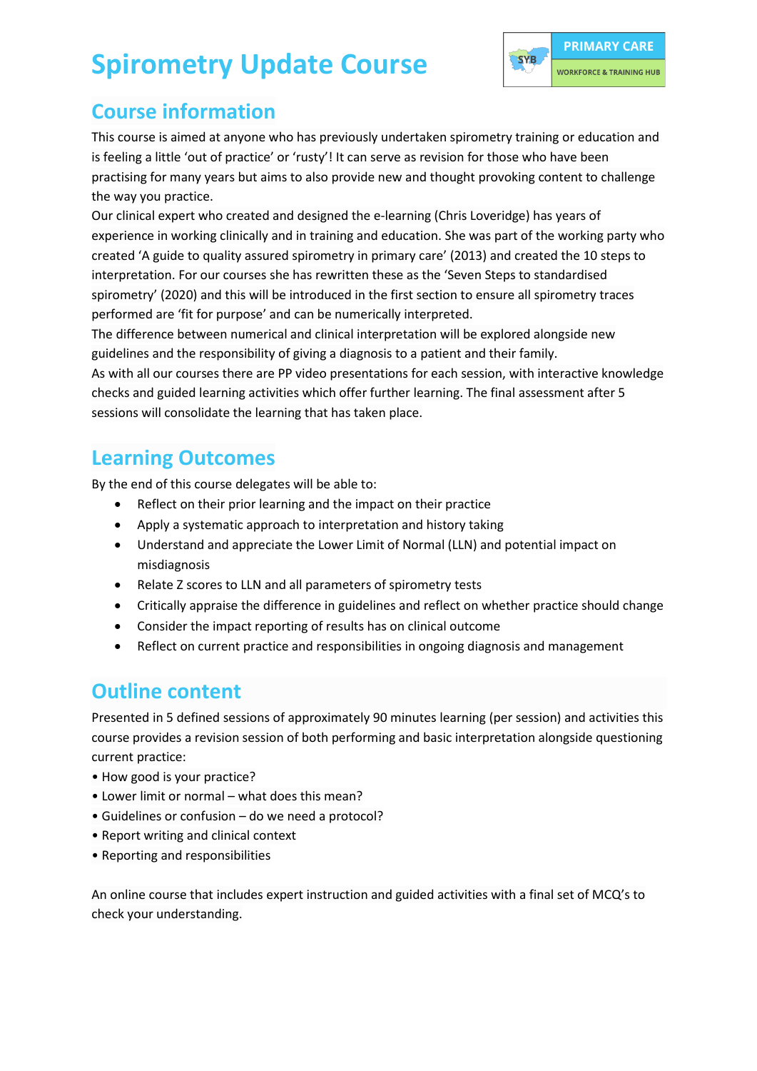# Spirometry Update Course

PRIMARY CARE
WORKFORCE & TRAINING HUB

## Course information

This course is aimed at anyone who has previously undertaken spirometry training or education and is feeling a little 'out of practice' or 'rusty'! It can serve as revision for those who have been practising for many years but aims to also provide new and thought provoking content to challenge the way you practice.

Our clinical expert who created and designed the e-learning (Chris Loveridge) has years of experience in working clinically and in training and education. She was part of the working party who created 'A guide to quality assured spirometry in primary care' (2013) and created the 10 steps to interpretation. For our courses she has rewritten these as the 'Seven Steps to standardised spirometry' (2020) and this will be introduced in the first section to ensure all spirometry traces performed are 'fit for purpose' and can be numerically interpreted.

The difference between numerical and clinical interpretation will be explored alongside new guidelines and the responsibility of giving a diagnosis to a patient and their family.

As with all our courses there are PP video presentations for each session, with interactive knowledge checks and guided learning activities which offer further learning. The final assessment after 5 sessions will consolidate the learning that has taken place.

## Learning Outcomes

By the end of this course delegates will be able to:

- Reflect on their prior learning and the impact on their practice
- Apply a systematic approach to interpretation and history taking
- Understand and appreciate the Lower Limit of Normal (LLN) and potential impact on misdiagnosis
- Relate Z scores to LLN and all parameters of spirometry tests
- Critically appraise the difference in guidelines and reflect on whether practice should change
- Consider the impact reporting of results has on clinical outcome
- Reflect on current practice and responsibilities in ongoing diagnosis and management

## Outline content

Presented in 5 defined sessions of approximately 90 minutes learning (per session) and activities this course provides a revision session of both performing and basic interpretation alongside questioning current practice:

- How good is your practice?
- Lower limit or normal – what does this mean?
- Guidelines or confusion – do we need a protocol?
- Report writing and clinical context
- Reporting and responsibilities

An online course that includes expert instruction and guided activities with a final set of MCQ's to check your understanding.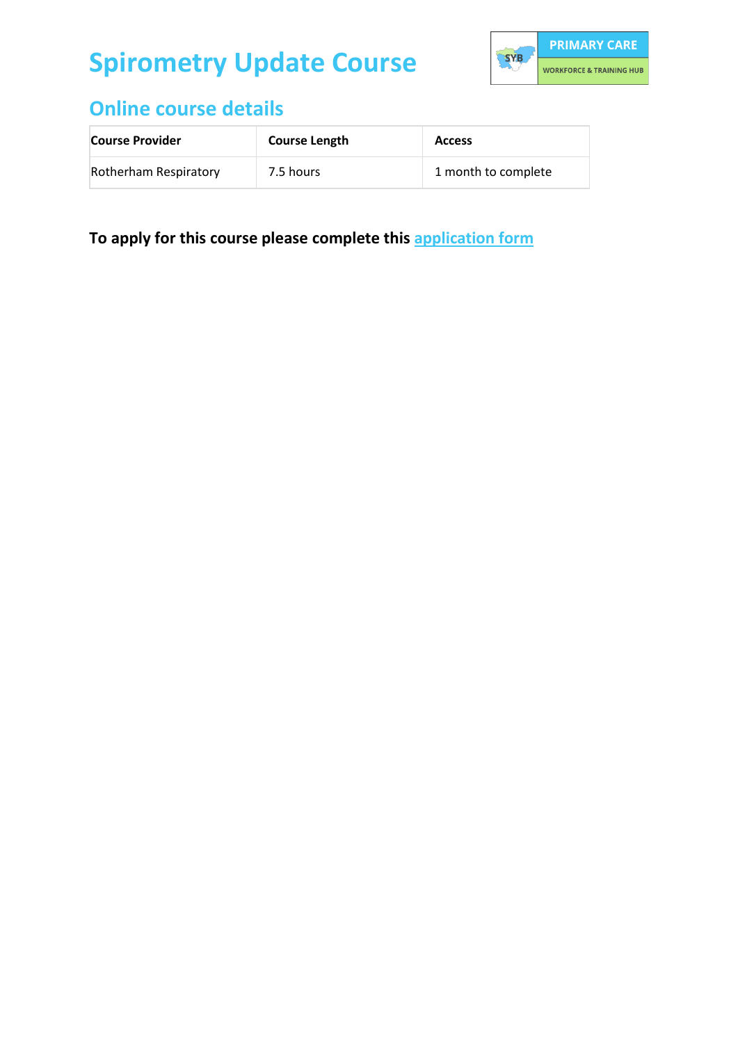# Spirometry Update Course

PRIMARY CARE
WORKFORCE & TRAINING HUB

## Online course details

| Course Provider | Course Length | Access |
|---|---|---|
| Rotherham Respiratory | 7.5 hours | 1 month to complete |

**To apply for this course please complete this application form**